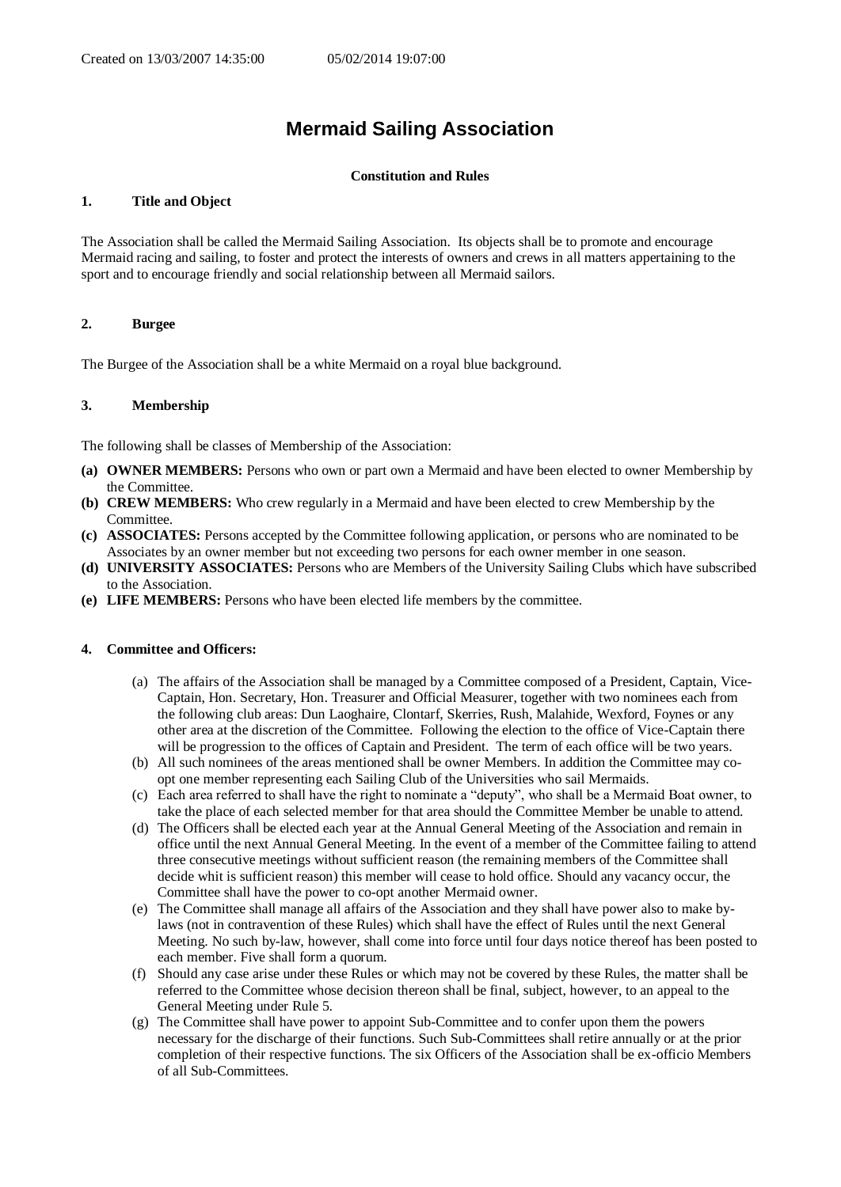# Mermaid Sailing Association

**Constitution and Rules**

## 1. Title and Object

The Association shall be called the Mermaid Sailing Association. Its objects shall be to promote and encourage Mermaid racing and sailing, to foster and protect the interests of owners and crews in all matters appertaining to the sport and to encourage friendly and social relationship between all Mermaid sailors.

## 2. Burgee

The Burgee of the Association shall be a white Mermaid on a royal blue background.

## 3. Membership

The following shall be classes of Membership of the Association:

- **(a) OWNER MEMBERS:** Persons who own or part own a Mermaid and have been elected to owner Membership by the Committee.
- **(b) CREW MEMBERS:** Who crew regularly in a Mermaid and have been elected to crew Membership by the Committee.
- **(c) ASSOCIATES:** Persons accepted by the Committee following application, or persons who are nominated to be Associates by an owner member but not exceeding two persons for each owner member in one season.
- **(d) UNIVERSITY ASSOCIATES:** Persons who are Members of the University Sailing Clubs which have subscribed to the Association.
- **(e) LIFE MEMBERS:** Persons who have been elected life members by the committee.

## 4. Committee and Officers:

(a) The affairs of the Association shall be managed by a Committee composed of a President, Captain, Vice-Captain, Hon. Secretary, Hon. Treasurer and Official Measurer, together with two nominees each from the following club areas: Dun Laoghaire, Clontarf, Skerries, Rush, Malahide, Wexford, Foynes or any other area at the discretion of the Committee. Following the election to the office of Vice-Captain there will be progression to the offices of Captain and President. The term of each office will be two years.

(b) All such nominees of the areas mentioned shall be owner Members. In addition the Committee may co-opt one member representing each Sailing Club of the Universities who sail Mermaids.

(c) Each area referred to shall have the right to nominate a "deputy", who shall be a Mermaid Boat owner, to take the place of each selected member for that area should the Committee Member be unable to attend.

(d) The Officers shall be elected each year at the Annual General Meeting of the Association and remain in office until the next Annual General Meeting. In the event of a member of the Committee failing to attend three consecutive meetings without sufficient reason (the remaining members of the Committee shall decide whit is sufficient reason) this member will cease to hold office. Should any vacancy occur, the Committee shall have the power to co-opt another Mermaid owner.

(e) The Committee shall manage all affairs of the Association and they shall have power also to make by-laws (not in contravention of these Rules) which shall have the effect of Rules until the next General Meeting. No such by-law, however, shall come into force until four days notice thereof has been posted to each member. Five shall form a quorum.

(f) Should any case arise under these Rules or which may not be covered by these Rules, the matter shall be referred to the Committee whose decision thereon shall be final, subject, however, to an appeal to the General Meeting under Rule 5.

(g) The Committee shall have power to appoint Sub-Committee and to confer upon them the powers necessary for the discharge of their functions. Such Sub-Committees shall retire annually or at the prior completion of their respective functions. The six Officers of the Association shall be ex-officio Members of all Sub-Committees.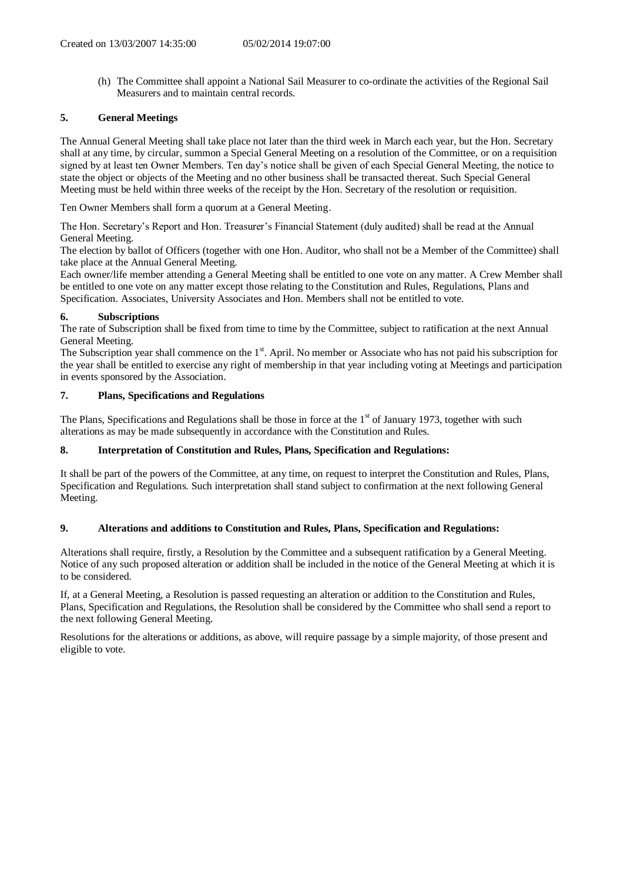(h) The Committee shall appoint a National Sail Measurer to co-ordinate the activities of the Regional Sail Measurers and to maintain central records.

### 5. General Meetings

The Annual General Meeting shall take place not later than the third week in March each year, but the Hon. Secretary shall at any time, by circular, summon a Special General Meeting on a resolution of the Committee, or on a requisition signed by at least ten Owner Members. Ten day's notice shall be given of each Special General Meeting, the notice to state the object or objects of the Meeting and no other business shall be transacted thereat. Such Special General Meeting must be held within three weeks of the receipt by the Hon. Secretary of the resolution or requisition.

Ten Owner Members shall form a quorum at a General Meeting.

The Hon. Secretary's Report and Hon. Treasurer's Financial Statement (duly audited) shall be read at the Annual General Meeting.

The election by ballot of Officers (together with one Hon. Auditor, who shall not be a Member of the Committee) shall take place at the Annual General Meeting.

Each owner/life member attending a General Meeting shall be entitled to one vote on any matter. A Crew Member shall be entitled to one vote on any matter except those relating to the Constitution and Rules, Regulations, Plans and Specification. Associates, University Associates and Hon. Members shall not be entitled to vote.

### 6. Subscriptions

The rate of Subscription shall be fixed from time to time by the Committee, subject to ratification at the next Annual General Meeting.

The Subscription year shall commence on the 1st. April. No member or Associate who has not paid his subscription for the year shall be entitled to exercise any right of membership in that year including voting at Meetings and participation in events sponsored by the Association.

### 7. Plans, Specifications and Regulations

The Plans, Specifications and Regulations shall be those in force at the 1st of January 1973, together with such alterations as may be made subsequently in accordance with the Constitution and Rules.

### 8. Interpretation of Constitution and Rules, Plans, Specification and Regulations:

It shall be part of the powers of the Committee, at any time, on request to interpret the Constitution and Rules, Plans, Specification and Regulations. Such interpretation shall stand subject to confirmation at the next following General Meeting.

### 9. Alterations and additions to Constitution and Rules, Plans, Specification and Regulations:

Alterations shall require, firstly, a Resolution by the Committee and a subsequent ratification by a General Meeting. Notice of any such proposed alteration or addition shall be included in the notice of the General Meeting at which it is to be considered.

If, at a General Meeting, a Resolution is passed requesting an alteration or addition to the Constitution and Rules, Plans, Specification and Regulations, the Resolution shall be considered by the Committee who shall send a report to the next following General Meeting.

Resolutions for the alterations or additions, as above, will require passage by a simple majority, of those present and eligible to vote.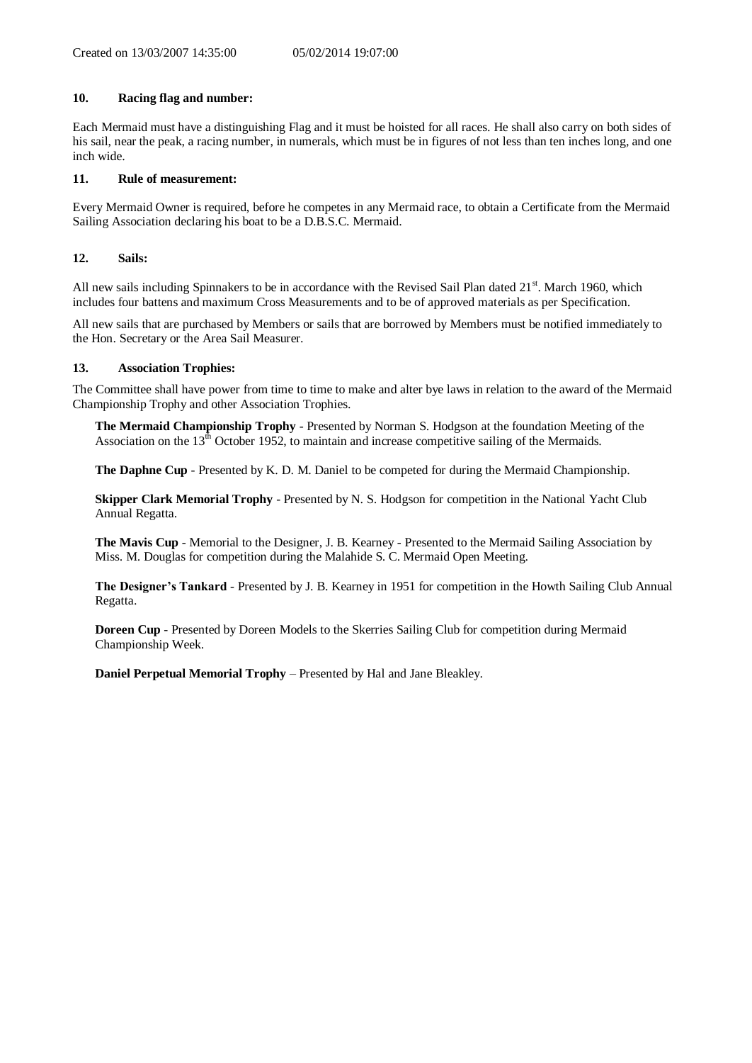### 10. Racing flag and number:

Each Mermaid must have a distinguishing Flag and it must be hoisted for all races. He shall also carry on both sides of his sail, near the peak, a racing number, in numerals, which must be in figures of not less than ten inches long, and one inch wide.

### 11. Rule of measurement:

Every Mermaid Owner is required, before he competes in any Mermaid race, to obtain a Certificate from the Mermaid Sailing Association declaring his boat to be a D.B.S.C. Mermaid.

### 12. Sails:

All new sails including Spinnakers to be in accordance with the Revised Sail Plan dated 21st. March 1960, which includes four battens and maximum Cross Measurements and to be of approved materials as per Specification.

All new sails that are purchased by Members or sails that are borrowed by Members must be notified immediately to the Hon. Secretary or the Area Sail Measurer.

### 13. Association Trophies:

The Committee shall have power from time to time to make and alter bye laws in relation to the award of the Mermaid Championship Trophy and other Association Trophies.

**The Mermaid Championship Trophy** - Presented by Norman S. Hodgson at the foundation Meeting of the Association on the 13th October 1952, to maintain and increase competitive sailing of the Mermaids.

**The Daphne Cup** - Presented by K. D. M. Daniel to be competed for during the Mermaid Championship.

**Skipper Clark Memorial Trophy** - Presented by N. S. Hodgson for competition in the National Yacht Club Annual Regatta.

**The Mavis Cup** - Memorial to the Designer, J. B. Kearney - Presented to the Mermaid Sailing Association by Miss. M. Douglas for competition during the Malahide S. C. Mermaid Open Meeting.

**The Designer's Tankard** - Presented by J. B. Kearney in 1951 for competition in the Howth Sailing Club Annual Regatta.

**Doreen Cup** - Presented by Doreen Models to the Skerries Sailing Club for competition during Mermaid Championship Week.

**Daniel Perpetual Memorial Trophy** – Presented by Hal and Jane Bleakley.